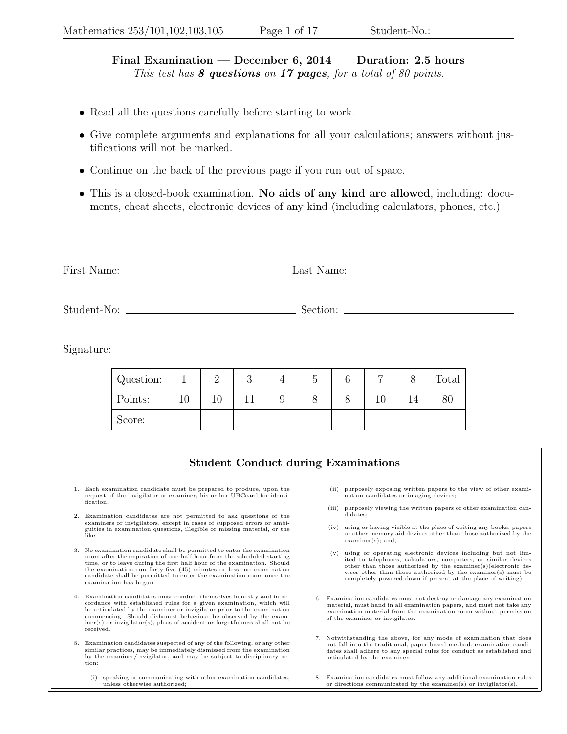**Final Examination — December 6, 2014 Duration: 2.5 hours**

*This test has **8 questions** on **17 pages**, for a total of 80 points.*

- Read all the questions carefully before starting to work.
- Give complete arguments and explanations for all your calculations; answers without justifications will not be marked.
- Continue on the back of the previous page if you run out of space.
- This is a closed-book examination. **No aids of any kind are allowed**, including: documents, cheat sheets, electronic devices of any kind (including calculators, phones, etc.)

First Name: ______________________ Last Name: ______________________

Student-No: ______________________ Section: ______________________

Signature: ______________________________________________

| Question: | 1 | 2 | 3 | 4 | 5 | 6 | 7 | 8 | Total |
|---|---|---|---|---|---|---|---|---|---|
| Points: | 10 | 10 | 11 | 9 | 8 | 8 | 10 | 14 | 80 |
| Score: | | | | | | | | | |

## Student Conduct during Examinations

1. Each examination candidate must be prepared to produce, upon the request of the invigilator or examiner, his or her UBCcard for identification.

2. Examination candidates are not permitted to ask questions of the examiners or invigilators, except in cases of supposed errors or ambiguities in examination questions, illegible or missing material, or the like.

3. No examination candidate shall be permitted to enter the examination room after the expiration of one-half hour from the scheduled starting time, or to leave during the first half hour of the examination. Should the examination run forty-five (45) minutes or less, no examination candidate shall be permitted to enter the examination room once the examination has begun.

4. Examination candidates must conduct themselves honestly and in accordance with established rules for a given examination, which will be articulated by the examiner or invigilator prior to the examination commencing. Should dishonest behaviour be observed by the examiner(s) or invigilator(s), pleas of accident or forgetfulness shall not be received.

5. Examination candidates suspected of any of the following, or any other similar practices, may be immediately dismissed from the examination by the examiner/invigilator, and may be subject to disciplinary action:

   (i) speaking or communicating with other examination candidates, unless otherwise authorized;

   (ii) purposely exposing written papers to the view of other examination candidates or imaging devices;

   (iii) purposely viewing the written papers of other examination candidates;

   (iv) using or having visible at the place of writing any books, papers or other memory aid devices other than those authorized by the examiner(s); and,

   (v) using or operating electronic devices including but not limited to telephones, calculators, computers, or similar devices other than those authorized by the examiner(s)(electronic devices other than those authorized by the examiner(s) must be completely powered down if present at the place of writing).

6. Examination candidates must not destroy or damage any examination material, must hand in all examination papers, and must not take any examination material from the examination room without permission of the examiner or invigilator.

7. Notwithstanding the above, for any mode of examination that does not fall into the traditional, paper-based method, examination candidates shall adhere to any special rules for conduct as established and articulated by the examiner.

8. Examination candidates must follow any additional examination rules or directions communicated by the examiner(s) or invigilator(s).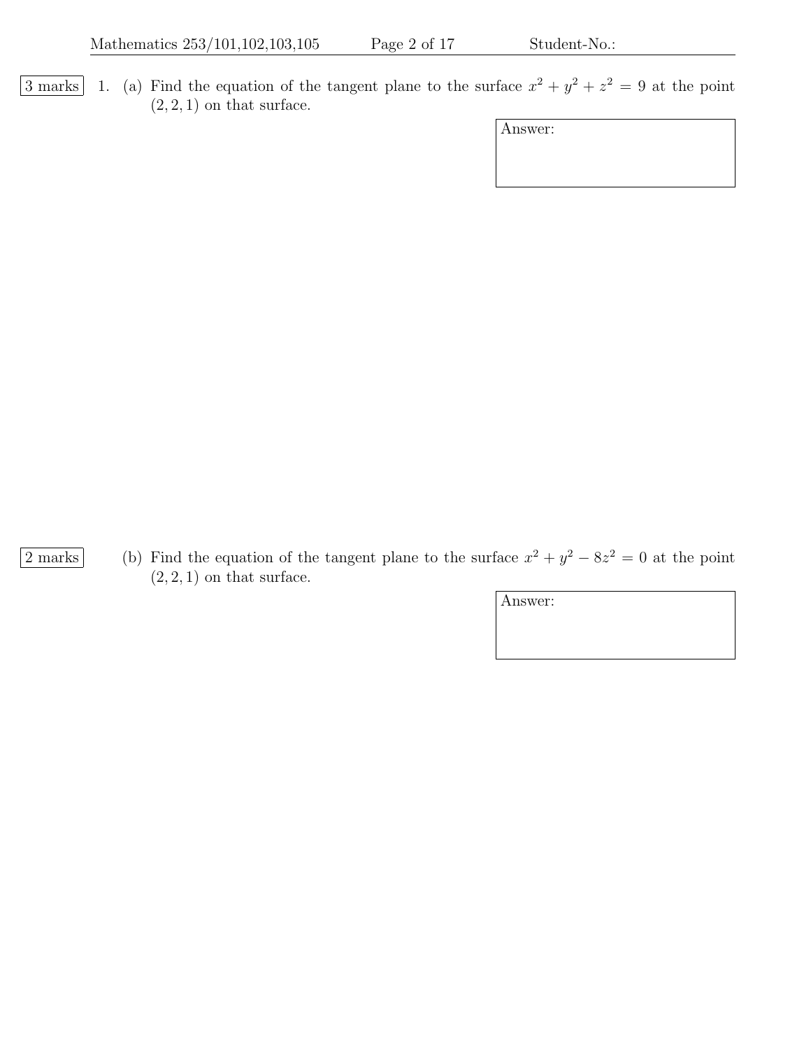3 marks

1. (a) Find the equation of the tangent plane to the surface $x^2 + y^2 + z^2 = 9$ at the point $(2, 2, 1)$ on that surface.

Answer:

2 marks

(b) Find the equation of the tangent plane to the surface $x^2 + y^2 - 8z^2 = 0$ at the point $(2, 2, 1)$ on that surface.

Answer: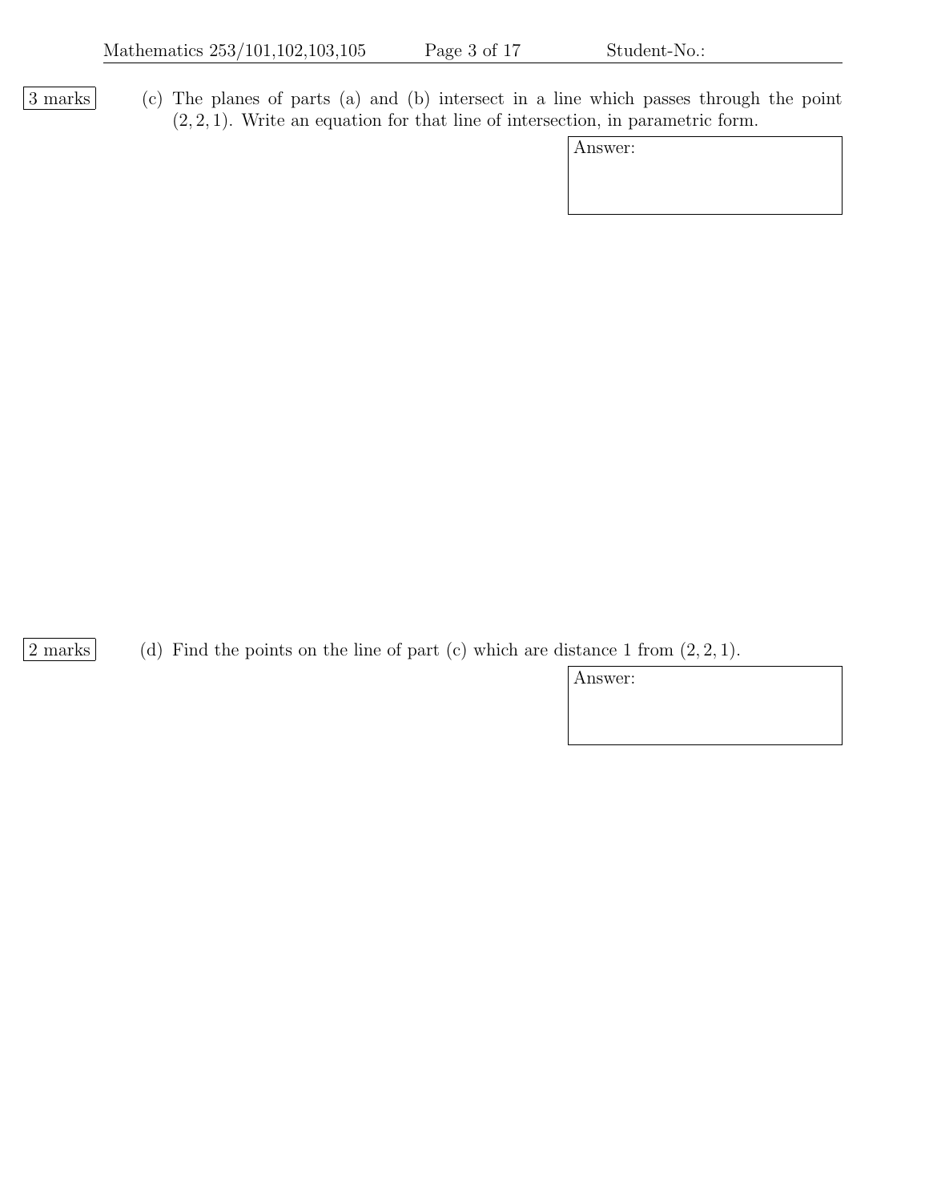3 marks

(c) The planes of parts (a) and (b) intersect in a line which passes through the point $(2, 2, 1)$. Write an equation for that line of intersection, in parametric form.

Answer:

2 marks

(d) Find the points on the line of part (c) which are distance 1 from $(2, 2, 1)$.

Answer: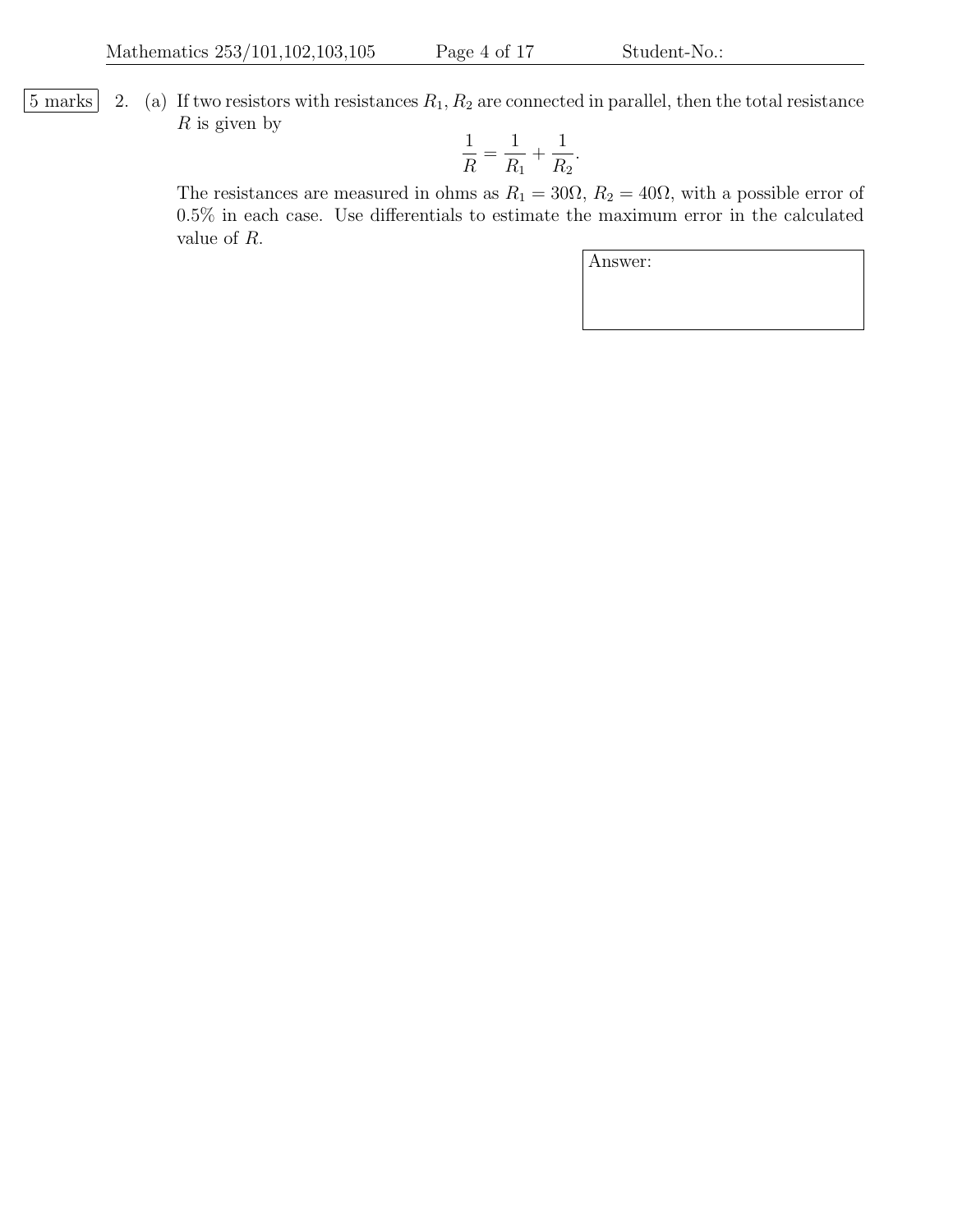5 marks

2. (a) If two resistors with resistances $R_1, R_2$ are connected in parallel, then the total resistance $R$ is given by

$$\frac{1}{R} = \frac{1}{R_1} + \frac{1}{R_2}.$$

The resistances are measured in ohms as $R_1 = 30\Omega$, $R_2 = 40\Omega$, with a possible error of 0.5% in each case. Use differentials to estimate the maximum error in the calculated value of $R$.

Answer: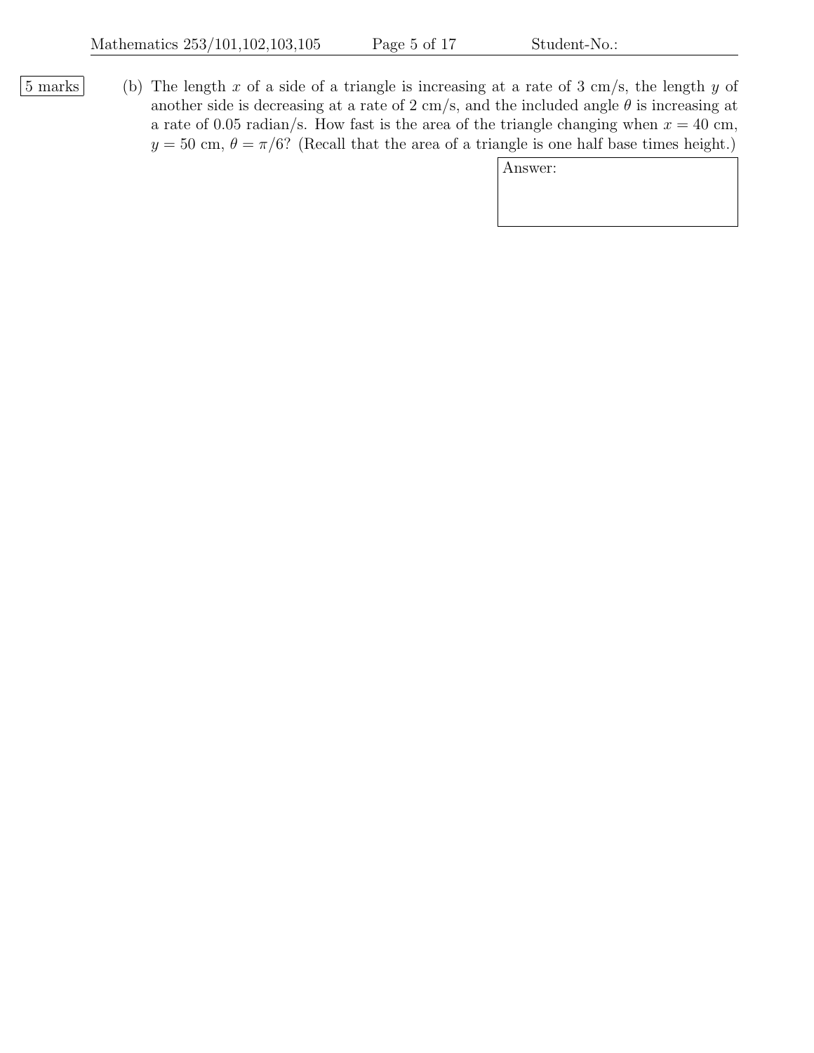5 marks

(b) The length $x$ of a side of a triangle is increasing at a rate of 3 cm/s, the length $y$ of another side is decreasing at a rate of 2 cm/s, and the included angle $\theta$ is increasing at a rate of 0.05 radian/s. How fast is the area of the triangle changing when $x = 40$ cm, $y = 50$ cm, $\theta = \pi/6$? (Recall that the area of a triangle is one half base times height.)

Answer: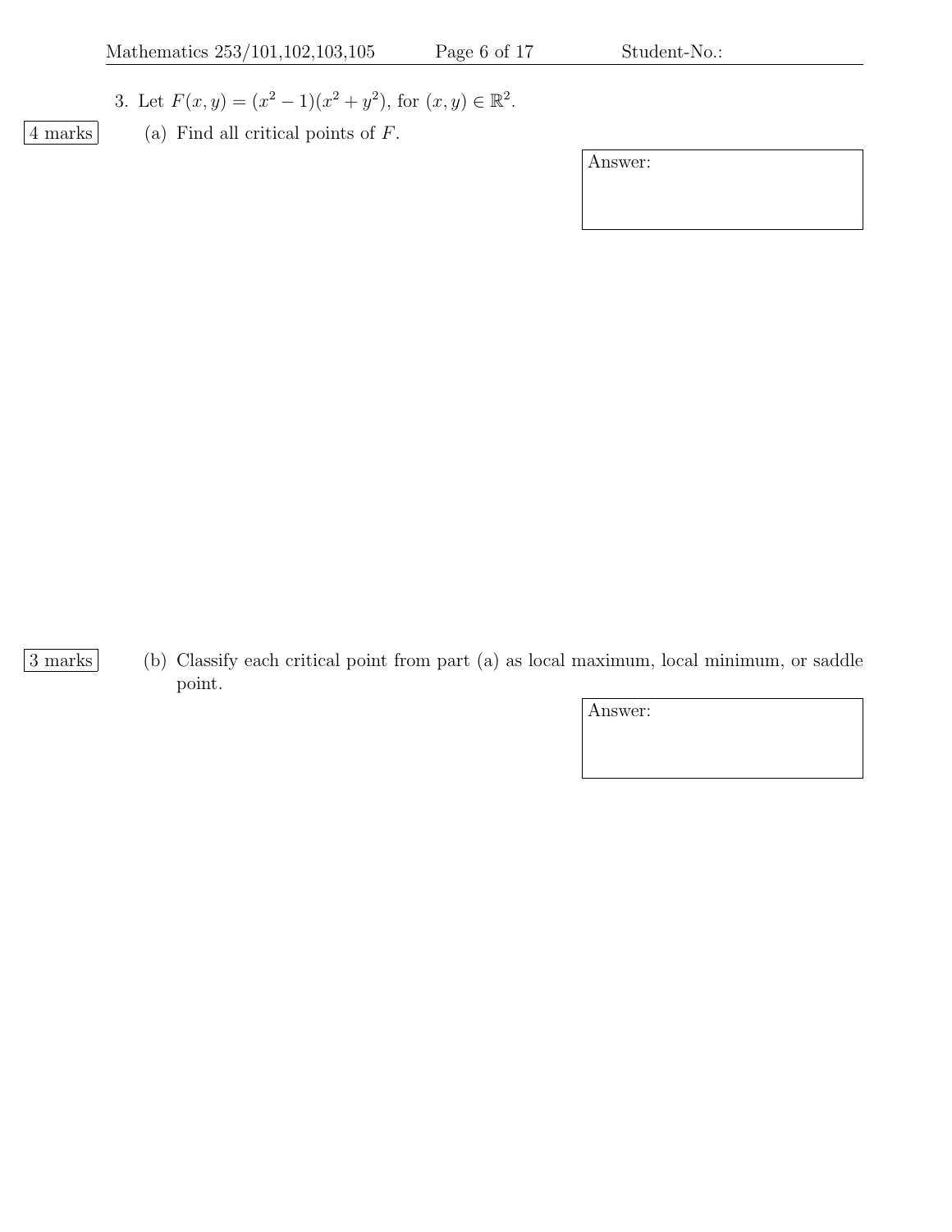3. Let $F(x, y) = (x^2 - 1)(x^2 + y^2)$, for $(x, y) \in \mathbb{R}^2$.

**4 marks** (a) Find all critical points of $F$.

Answer:

**3 marks** (b) Classify each critical point from part (a) as local maximum, local minimum, or saddle point.

Answer: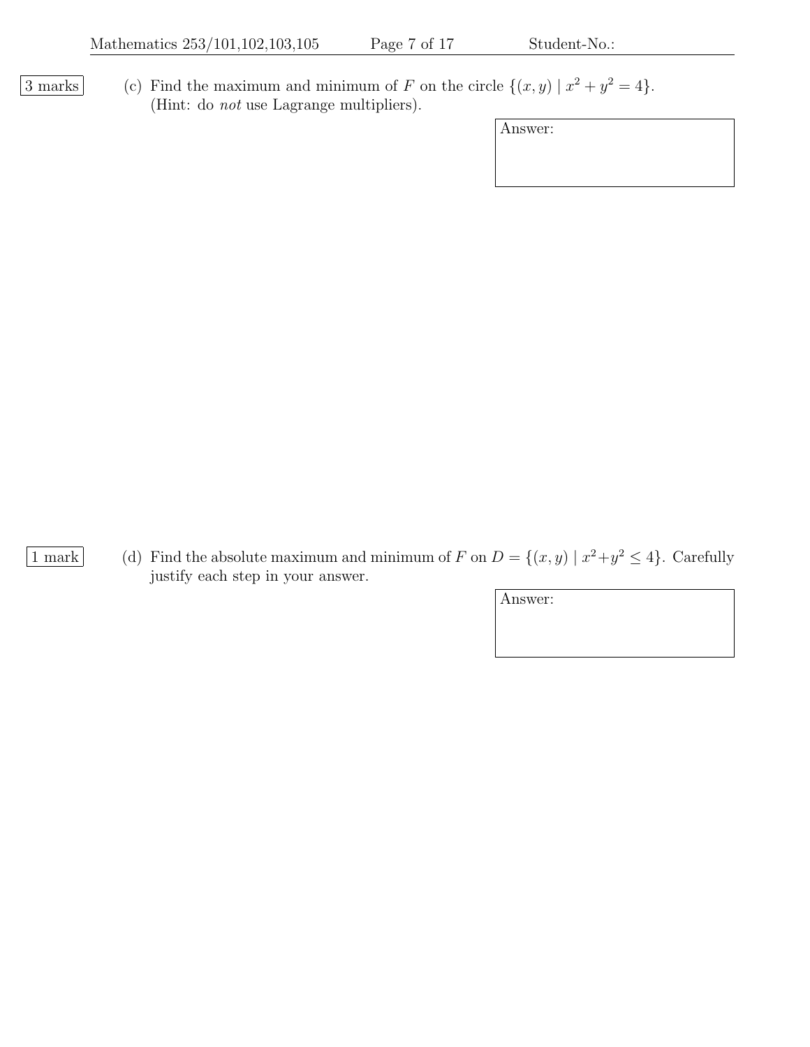3 marks

(c) Find the maximum and minimum of $F$ on the circle $\{(x, y) \mid x^2 + y^2 = 4\}$.
(Hint: do *not* use Lagrange multipliers).

Answer:

1 mark

(d) Find the absolute maximum and minimum of $F$ on $D = \{(x, y) \mid x^2 + y^2 \leq 4\}$. Carefully justify each step in your answer.

Answer: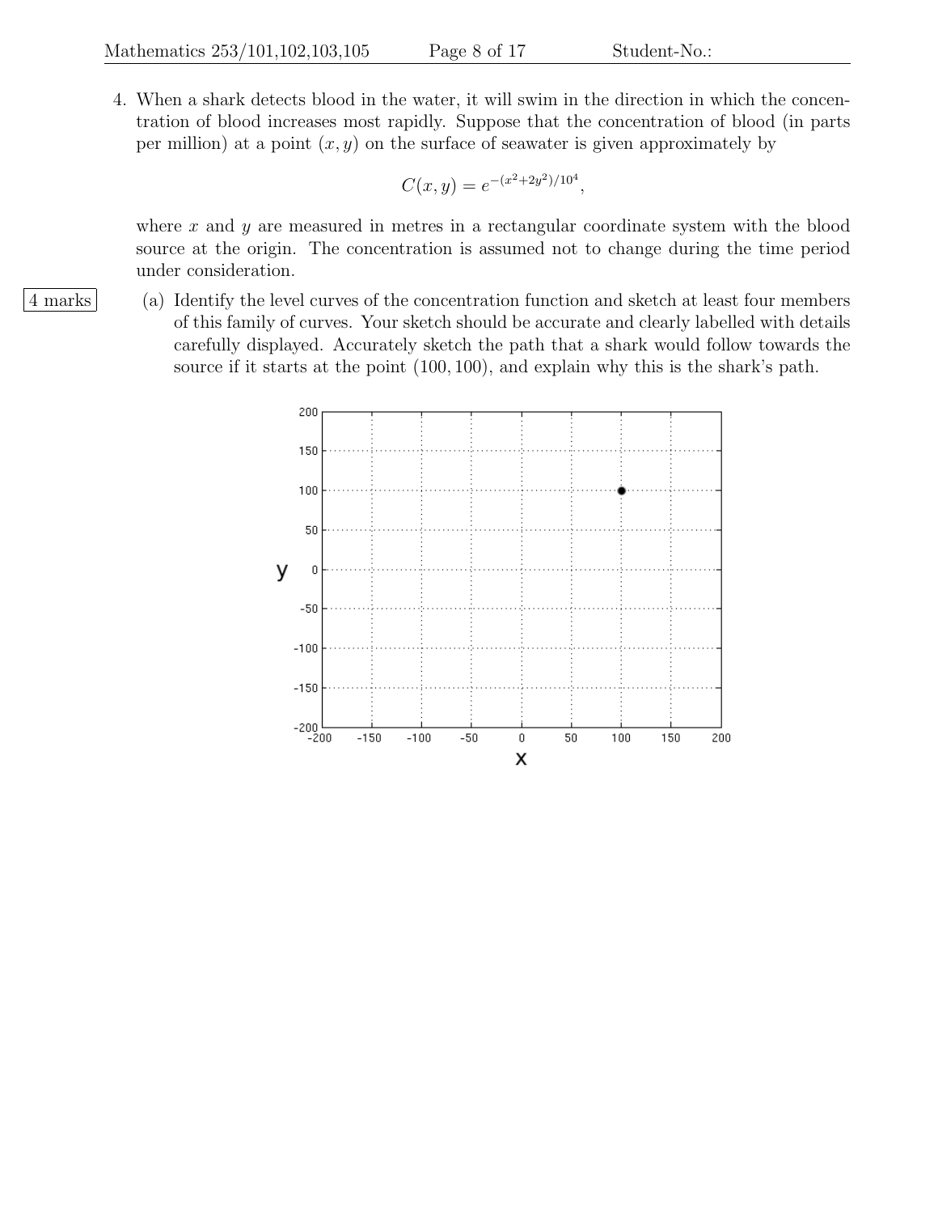4. When a shark detects blood in the water, it will swim in the direction in which the concentration of blood increases most rapidly. Suppose that the concentration of blood (in parts per million) at a point $(x, y)$ on the surface of seawater is given approximately by

$$C(x, y) = e^{-(x^2+2y^2)/10^4},$$

where $x$ and $y$ are measured in metres in a rectangular coordinate system with the blood source at the origin. The concentration is assumed not to change during the time period under consideration.

4 marks

(a) Identify the level curves of the concentration function and sketch at least four members of this family of curves. Your sketch should be accurate and clearly labelled with details carefully displayed. Accurately sketch the path that a shark would follow towards the source if it starts at the point $(100, 100)$, and explain why this is the shark's path.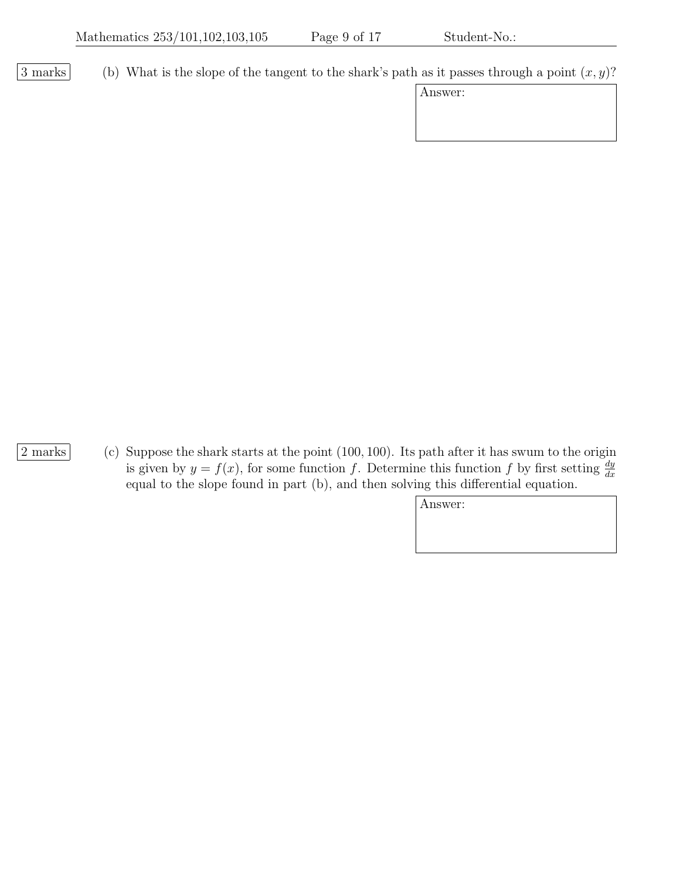3 marks

(b) What is the slope of the tangent to the shark's path as it passes through a point $(x, y)$?

Answer:

2 marks

(c) Suppose the shark starts at the point $(100, 100)$. Its path after it has swum to the origin is given by $y = f(x)$, for some function $f$. Determine this function $f$ by first setting $\frac{dy}{dx}$ equal to the slope found in part (b), and then solving this differential equation.

Answer: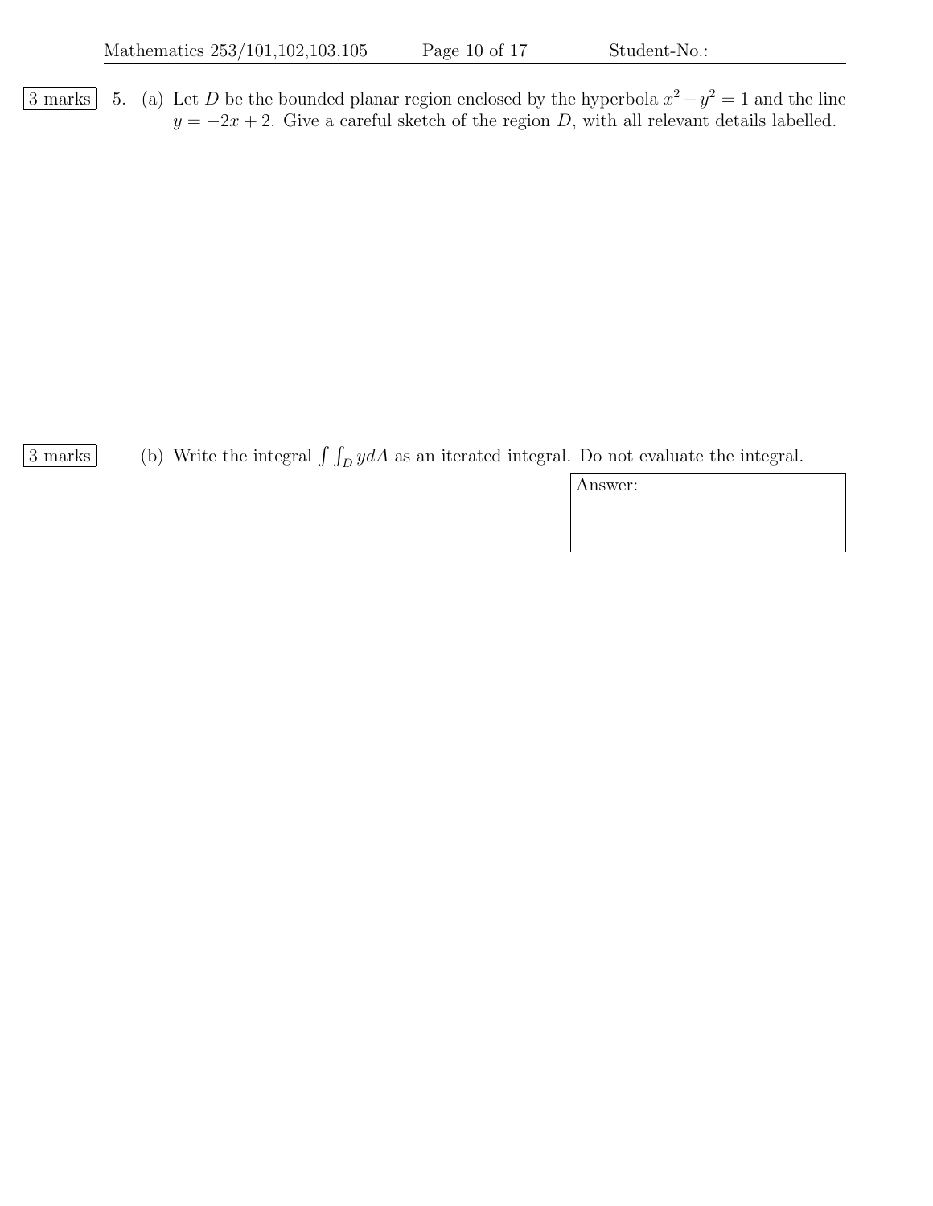3 marks

5. (a) Let $D$ be the bounded planar region enclosed by the hyperbola $x^2 - y^2 = 1$ and the line $y = -2x + 2$. Give a careful sketch of the region $D$, with all relevant details labelled.

3 marks

(b) Write the integral $\int\int_D y dA$ as an iterated integral. Do not evaluate the integral.

Answer: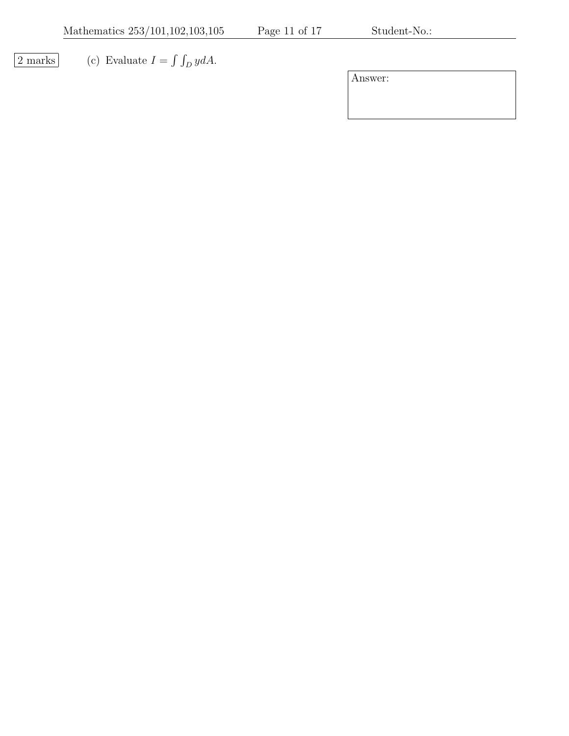2 marks

(c) Evaluate $I = \int\int_D y dA$.

Answer: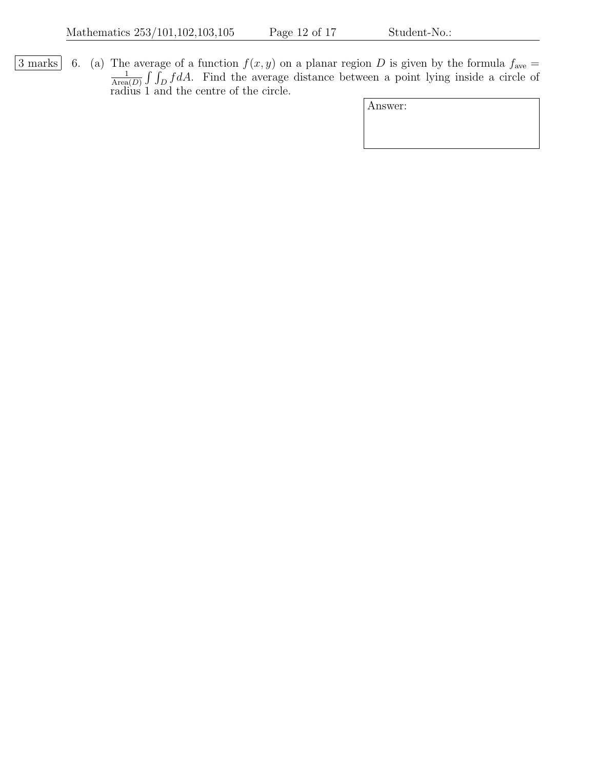3 marks

6. (a) The average of a function $f(x, y)$ on a planar region $D$ is given by the formula $f_{\text{ave}} = \frac{1}{\text{Area}(D)} \int \int_D f dA$. Find the average distance between a point lying inside a circle of radius 1 and the centre of the circle.

Answer: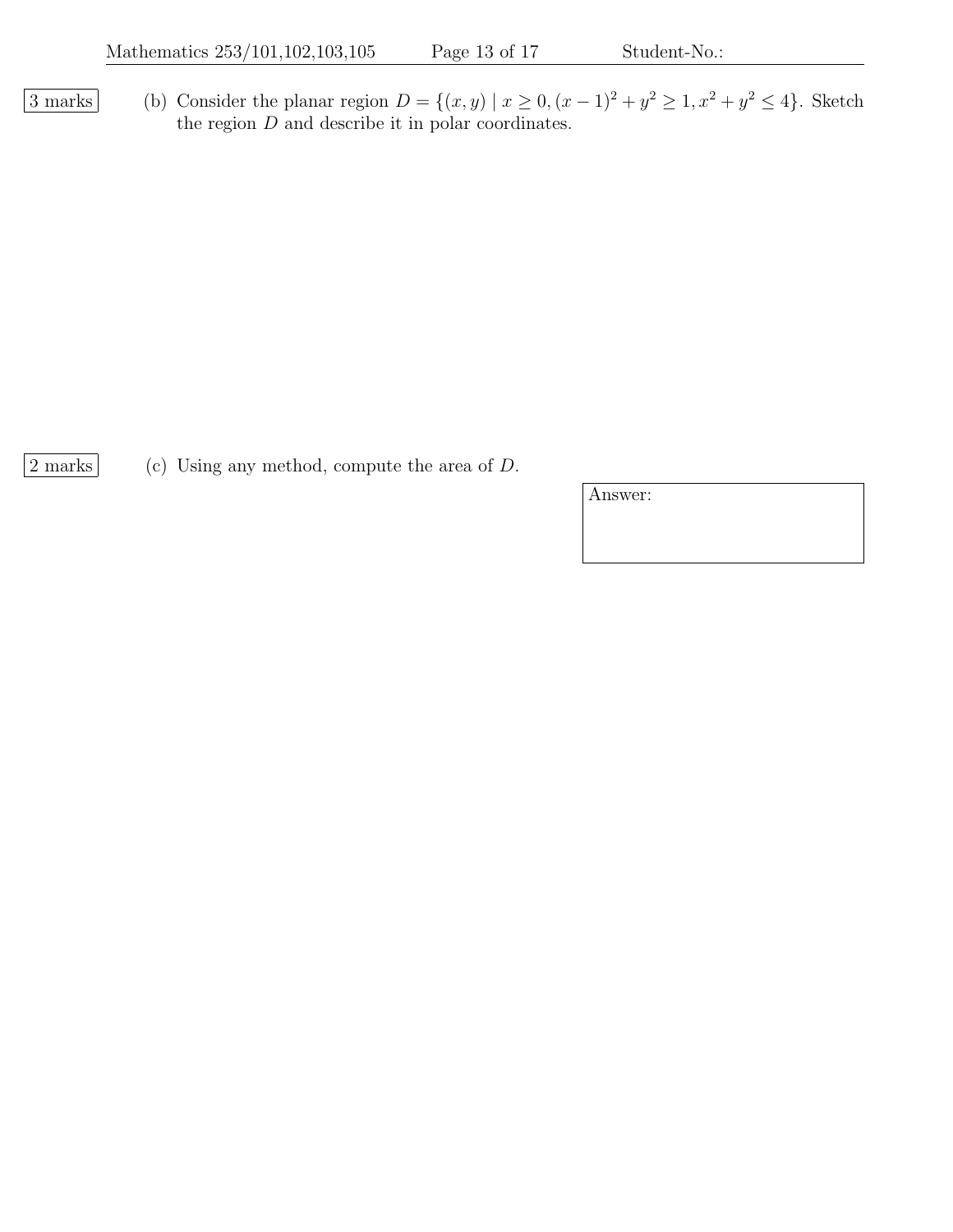3 marks

(b) Consider the planar region $D = \{(x, y) \mid x \geq 0, (x-1)^2 + y^2 \geq 1, x^2 + y^2 \leq 4\}$. Sketch the region $D$ and describe it in polar coordinates.

2 marks

(c) Using any method, compute the area of $D$.

Answer: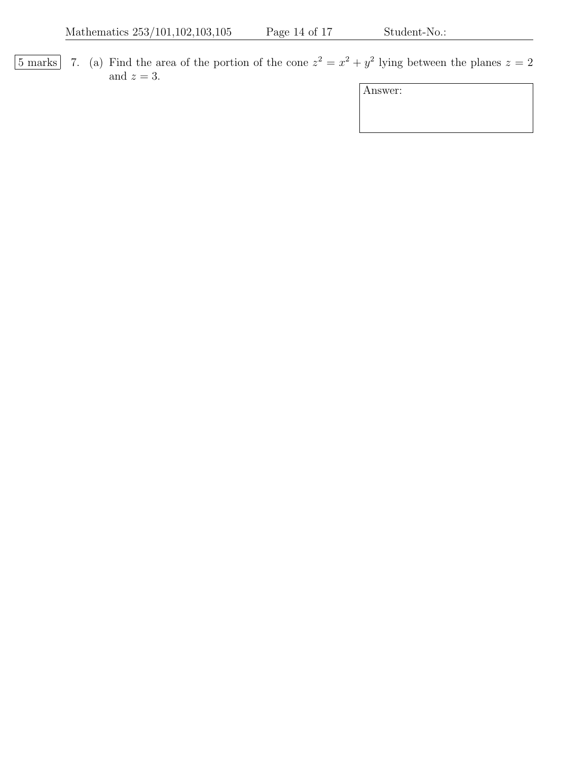5 marks

7. (a) Find the area of the portion of the cone $z^2 = x^2 + y^2$ lying between the planes $z = 2$ and $z = 3$.

Answer: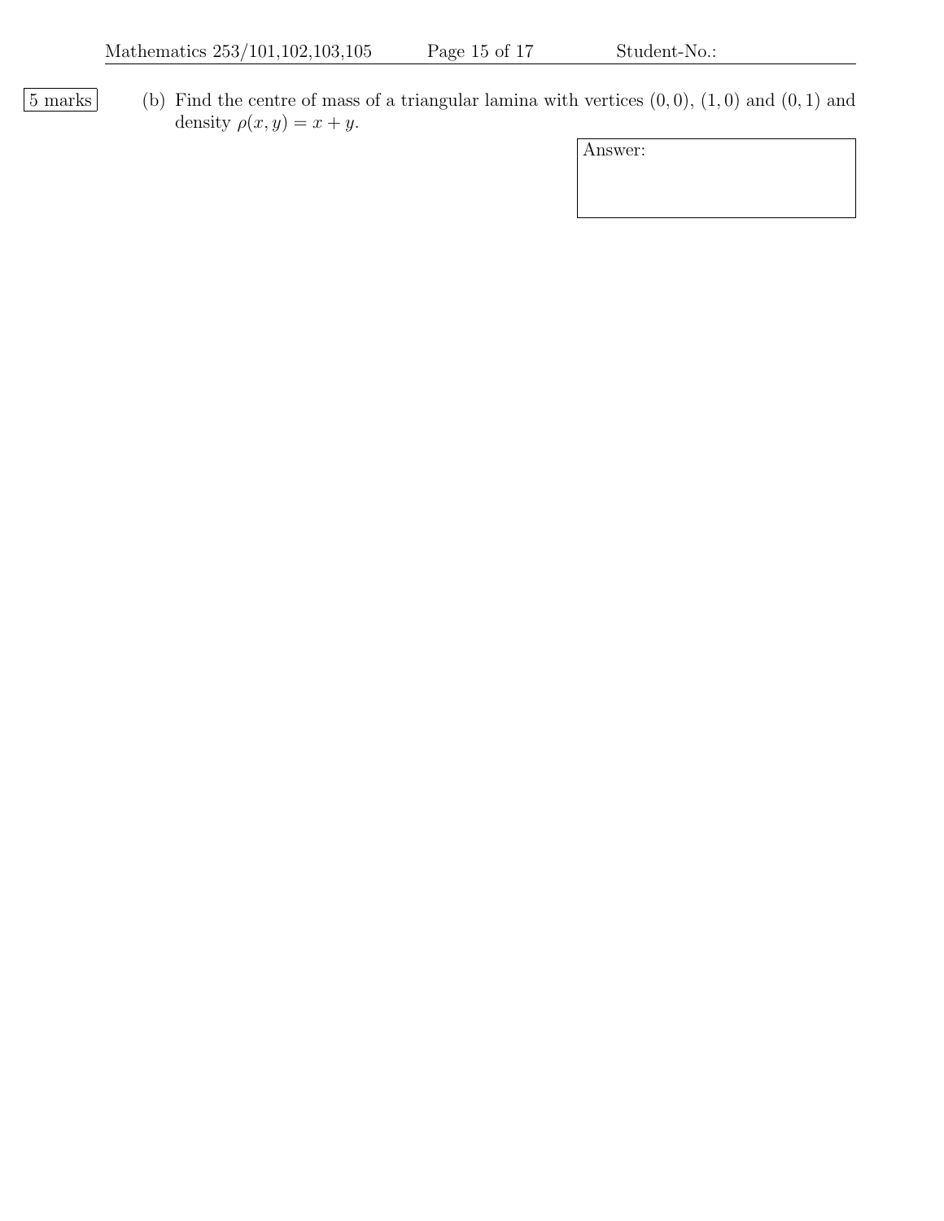5 marks

(b) Find the centre of mass of a triangular lamina with vertices $(0, 0)$, $(1, 0)$ and $(0, 1)$ and density $\rho(x, y) = x + y$.

Answer: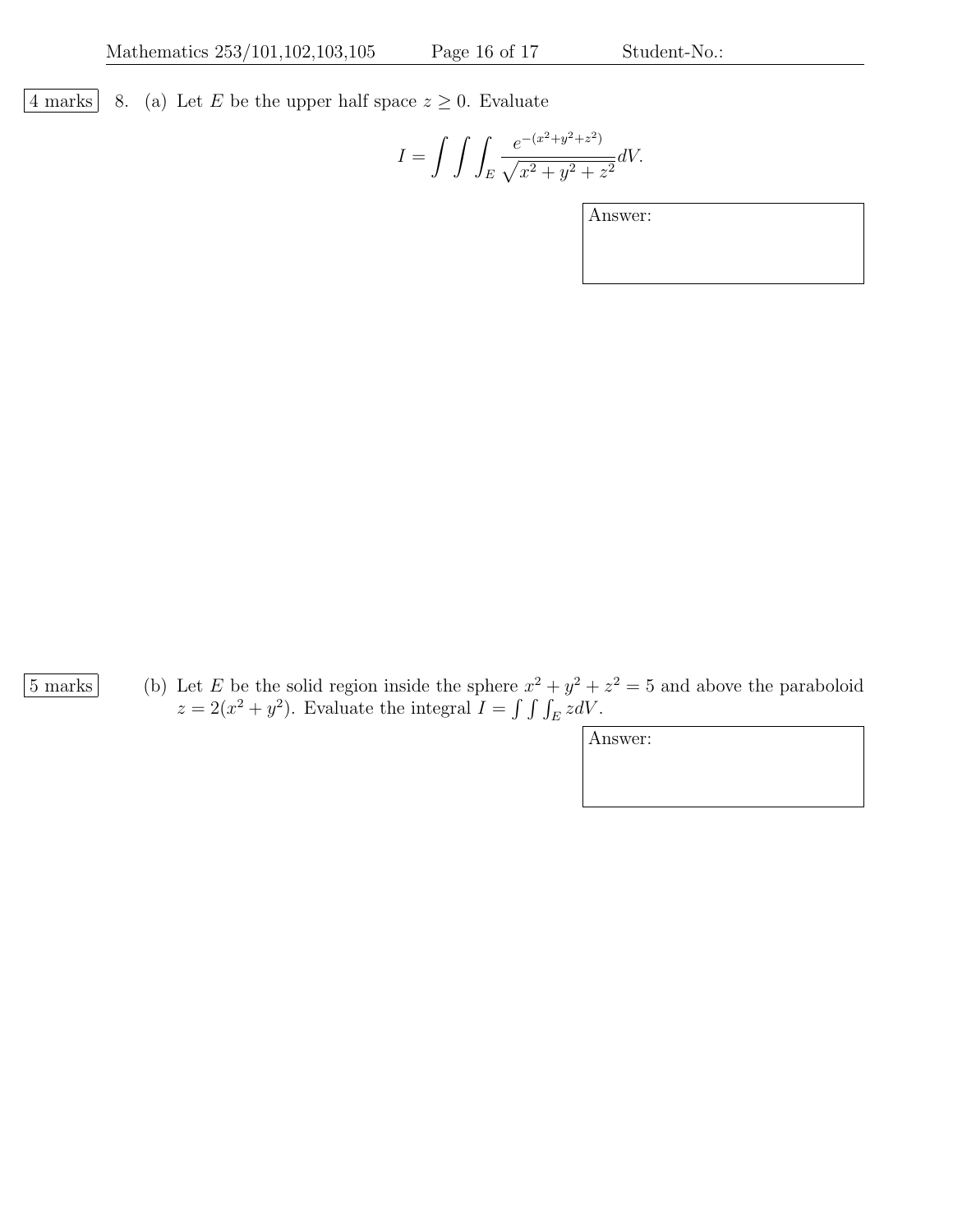4 marks

8. (a) Let $E$ be the upper half space $z \geq 0$. Evaluate

$$I = \int\int\int_E \frac{e^{-(x^2+y^2+z^2)}}{\sqrt{x^2+y^2+z^2}} dV.$$

Answer:

5 marks

(b) Let $E$ be the solid region inside the sphere $x^2 + y^2 + z^2 = 5$ and above the paraboloid $z = 2(x^2 + y^2)$. Evaluate the integral $I = \int\int\int_E z dV$.

Answer: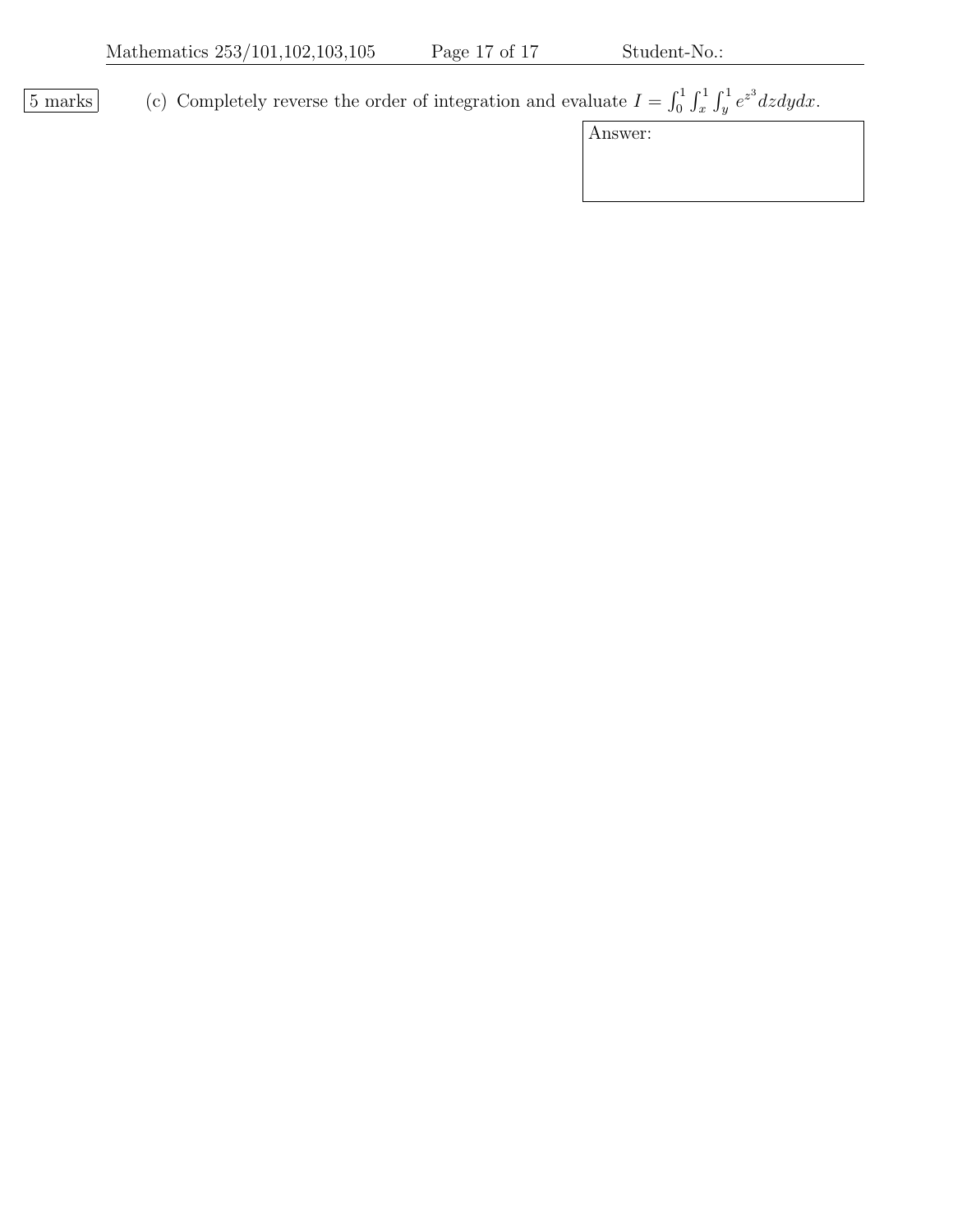5 marks

(c) Completely reverse the order of integration and evaluate $I = \int_0^1 \int_x^1 \int_y^1 e^{z^3} dz dy dx$.

Answer: